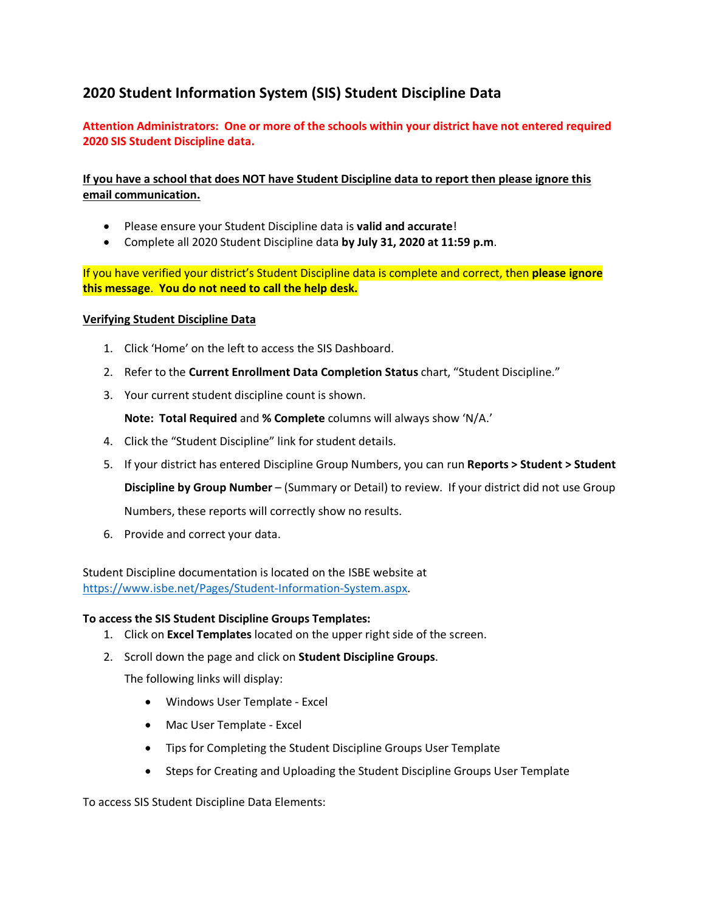## 2020 Student Information System (SIS) Student Discipline Data

**Attention Administrators: One or more of the schools within your district have not entered required 2020 SIS Student Discipline data.**

**If you have a school that does NOT have Student Discipline data to report then please ignore this email communication.**

- Please ensure your Student Discipline data is **valid and accurate**!
- Complete all 2020 Student Discipline data **by July 31, 2020 at 11:59 p.m**.

If you have verified your district's Student Discipline data is complete and correct, then **please ignore this message**. **You do not need to call the help desk.**

**Verifying Student Discipline Data**

1. Click 'Home' on the left to access the SIS Dashboard.
2. Refer to the **Current Enrollment Data Completion Status** chart, "Student Discipline."
3. Your current student discipline count is shown.

   **Note: Total Required** and **% Complete** columns will always show 'N/A.'
4. Click the "Student Discipline" link for student details.
5. If your district has entered Discipline Group Numbers, you can run **Reports > Student > Student Discipline by Group Number** – (Summary or Detail) to review. If your district did not use Group Numbers, these reports will correctly show no results.
6. Provide and correct your data.

Student Discipline documentation is located on the ISBE website at https://www.isbe.net/Pages/Student-Information-System.aspx.

**To access the SIS Student Discipline Groups Templates:**

1. Click on **Excel Templates** located on the upper right side of the screen.
2. Scroll down the page and click on **Student Discipline Groups**.

   The following links will display:

   - Windows User Template - Excel
   - Mac User Template - Excel
   - Tips for Completing the Student Discipline Groups User Template
   - Steps for Creating and Uploading the Student Discipline Groups User Template

To access SIS Student Discipline Data Elements: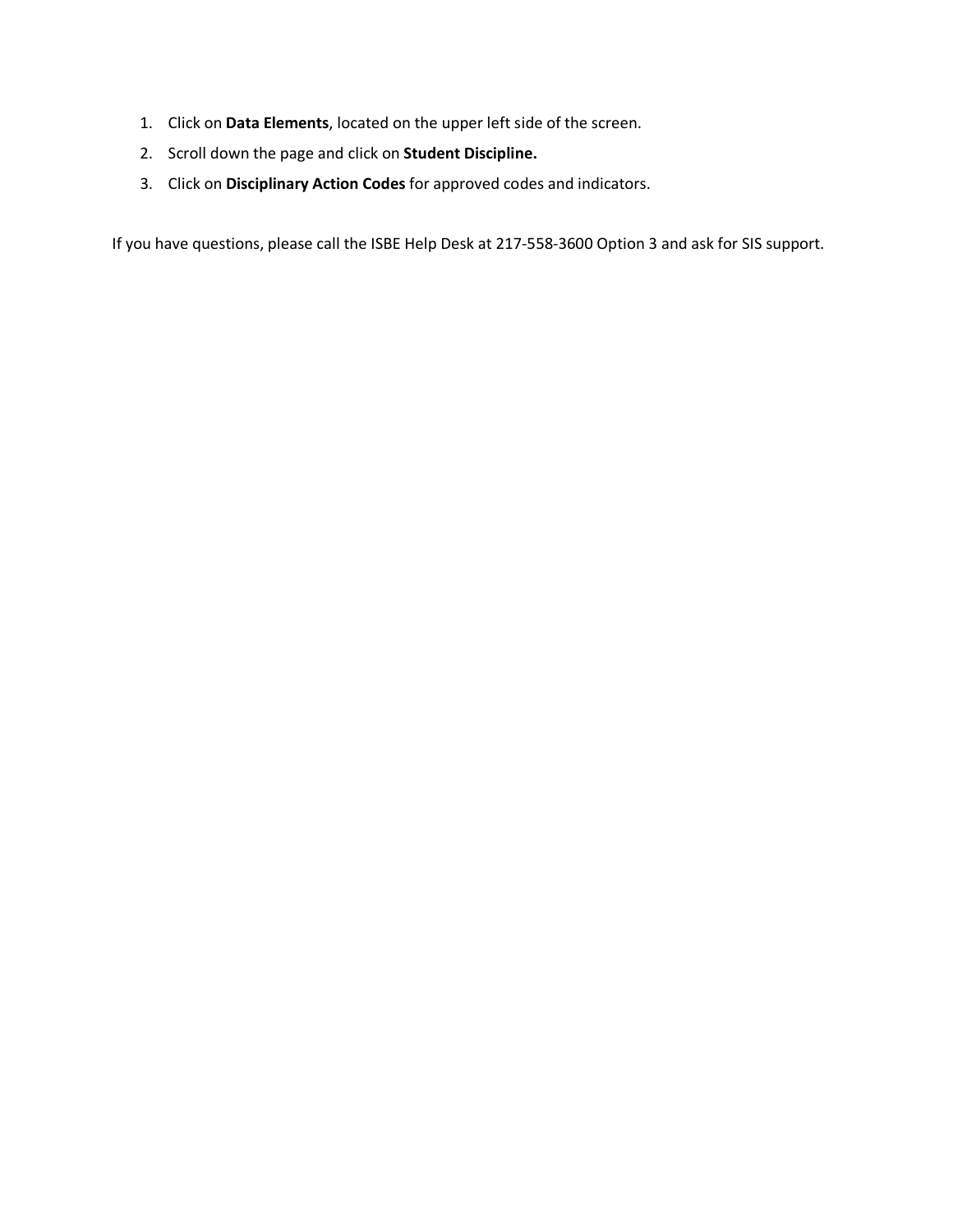1. Click on **Data Elements**, located on the upper left side of the screen.
2. Scroll down the page and click on **Student Discipline.**
3. Click on **Disciplinary Action Codes** for approved codes and indicators.

If you have questions, please call the ISBE Help Desk at 217-558-3600 Option 3 and ask for SIS support.